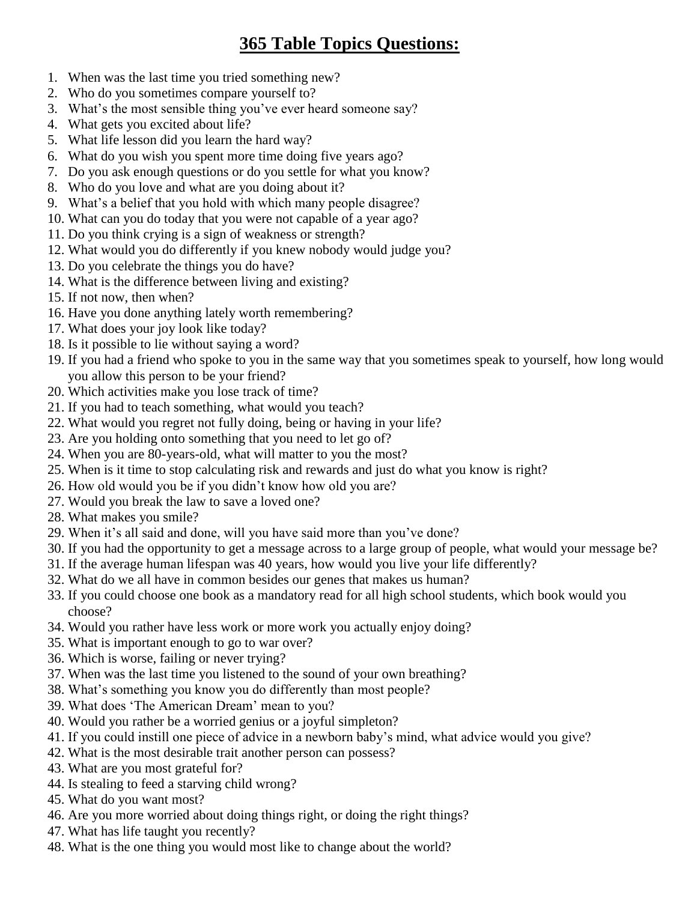# 365 Table Topics Questions:

1. When was the last time you tried something new?
2. Who do you sometimes compare yourself to?
3. What's the most sensible thing you've ever heard someone say?
4. What gets you excited about life?
5. What life lesson did you learn the hard way?
6. What do you wish you spent more time doing five years ago?
7. Do you ask enough questions or do you settle for what you know?
8. Who do you love and what are you doing about it?
9. What's a belief that you hold with which many people disagree?
10. What can you do today that you were not capable of a year ago?
11. Do you think crying is a sign of weakness or strength?
12. What would you do differently if you knew nobody would judge you?
13. Do you celebrate the things you do have?
14. What is the difference between living and existing?
15. If not now, then when?
16. Have you done anything lately worth remembering?
17. What does your joy look like today?
18. Is it possible to lie without saying a word?
19. If you had a friend who spoke to you in the same way that you sometimes speak to yourself, how long would you allow this person to be your friend?
20. Which activities make you lose track of time?
21. If you had to teach something, what would you teach?
22. What would you regret not fully doing, being or having in your life?
23. Are you holding onto something that you need to let go of?
24. When you are 80-years-old, what will matter to you the most?
25. When is it time to stop calculating risk and rewards and just do what you know is right?
26. How old would you be if you didn't know how old you are?
27. Would you break the law to save a loved one?
28. What makes you smile?
29. When it's all said and done, will you have said more than you've done?
30. If you had the opportunity to get a message across to a large group of people, what would your message be?
31. If the average human lifespan was 40 years, how would you live your life differently?
32. What do we all have in common besides our genes that makes us human?
33. If you could choose one book as a mandatory read for all high school students, which book would you choose?
34. Would you rather have less work or more work you actually enjoy doing?
35. What is important enough to go to war over?
36. Which is worse, failing or never trying?
37. When was the last time you listened to the sound of your own breathing?
38. What's something you know you do differently than most people?
39. What does 'The American Dream' mean to you?
40. Would you rather be a worried genius or a joyful simpleton?
41. If you could instill one piece of advice in a newborn baby's mind, what advice would you give?
42. What is the most desirable trait another person can possess?
43. What are you most grateful for?
44. Is stealing to feed a starving child wrong?
45. What do you want most?
46. Are you more worried about doing things right, or doing the right things?
47. What has life taught you recently?
48. What is the one thing you would most like to change about the world?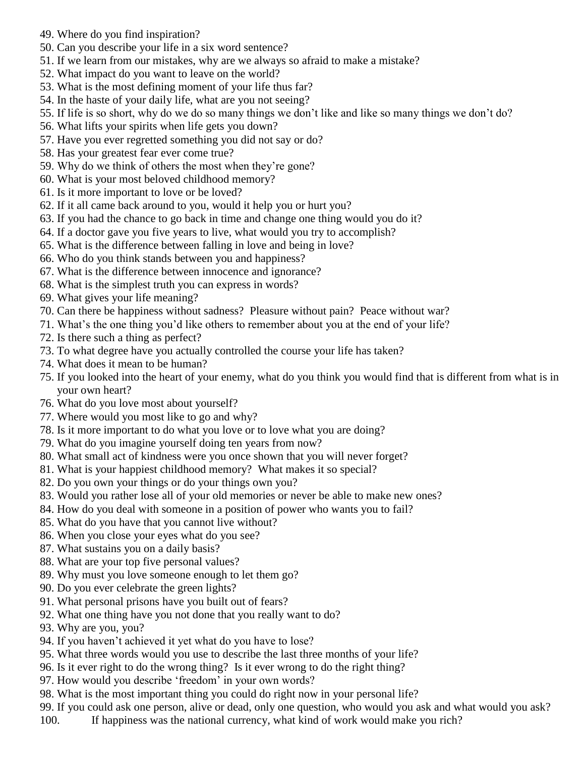49. Where do you find inspiration?
50. Can you describe your life in a six word sentence?
51. If we learn from our mistakes, why are we always so afraid to make a mistake?
52. What impact do you want to leave on the world?
53. What is the most defining moment of your life thus far?
54. In the haste of your daily life, what are you not seeing?
55. If life is so short, why do we do so many things we don't like and like so many things we don't do?
56. What lifts your spirits when life gets you down?
57. Have you ever regretted something you did not say or do?
58. Has your greatest fear ever come true?
59. Why do we think of others the most when they're gone?
60. What is your most beloved childhood memory?
61. Is it more important to love or be loved?
62. If it all came back around to you, would it help you or hurt you?
63. If you had the chance to go back in time and change one thing would you do it?
64. If a doctor gave you five years to live, what would you try to accomplish?
65. What is the difference between falling in love and being in love?
66. Who do you think stands between you and happiness?
67. What is the difference between innocence and ignorance?
68. What is the simplest truth you can express in words?
69. What gives your life meaning?
70. Can there be happiness without sadness? Pleasure without pain? Peace without war?
71. What's the one thing you'd like others to remember about you at the end of your life?
72. Is there such a thing as perfect?
73. To what degree have you actually controlled the course your life has taken?
74. What does it mean to be human?
75. If you looked into the heart of your enemy, what do you think you would find that is different from what is in your own heart?
76. What do you love most about yourself?
77. Where would you most like to go and why?
78. Is it more important to do what you love or to love what you are doing?
79. What do you imagine yourself doing ten years from now?
80. What small act of kindness were you once shown that you will never forget?
81. What is your happiest childhood memory? What makes it so special?
82. Do you own your things or do your things own you?
83. Would you rather lose all of your old memories or never be able to make new ones?
84. How do you deal with someone in a position of power who wants you to fail?
85. What do you have that you cannot live without?
86. When you close your eyes what do you see?
87. What sustains you on a daily basis?
88. What are your top five personal values?
89. Why must you love someone enough to let them go?
90. Do you ever celebrate the green lights?
91. What personal prisons have you built out of fears?
92. What one thing have you not done that you really want to do?
93. Why are you, you?
94. If you haven't achieved it yet what do you have to lose?
95. What three words would you use to describe the last three months of your life?
96. Is it ever right to do the wrong thing? Is it ever wrong to do the right thing?
97. How would you describe 'freedom' in your own words?
98. What is the most important thing you could do right now in your personal life?
99. If you could ask one person, alive or dead, only one question, who would you ask and what would you ask?
100. If happiness was the national currency, what kind of work would make you rich?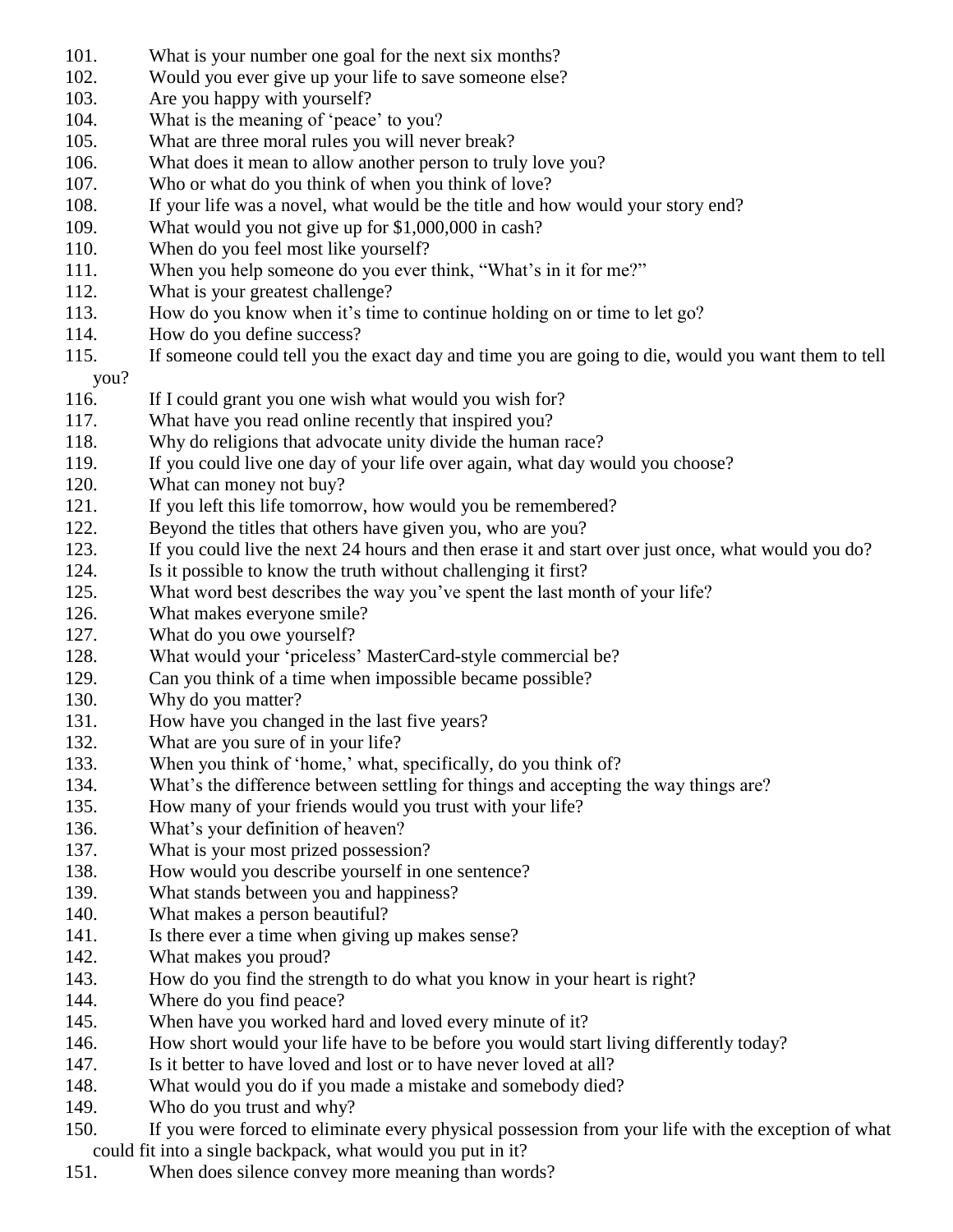101. What is your number one goal for the next six months?
102. Would you ever give up your life to save someone else?
103. Are you happy with yourself?
104. What is the meaning of 'peace' to you?
105. What are three moral rules you will never break?
106. What does it mean to allow another person to truly love you?
107. Who or what do you think of when you think of love?
108. If your life was a novel, what would be the title and how would your story end?
109. What would you not give up for $1,000,000 in cash?
110. When do you feel most like yourself?
111. When you help someone do you ever think, "What's in it for me?"
112. What is your greatest challenge?
113. How do you know when it's time to continue holding on or time to let go?
114. How do you define success?
115. If someone could tell you the exact day and time you are going to die, would you want them to tell you?
116. If I could grant you one wish what would you wish for?
117. What have you read online recently that inspired you?
118. Why do religions that advocate unity divide the human race?
119. If you could live one day of your life over again, what day would you choose?
120. What can money not buy?
121. If you left this life tomorrow, how would you be remembered?
122. Beyond the titles that others have given you, who are you?
123. If you could live the next 24 hours and then erase it and start over just once, what would you do?
124. Is it possible to know the truth without challenging it first?
125. What word best describes the way you've spent the last month of your life?
126. What makes everyone smile?
127. What do you owe yourself?
128. What would your 'priceless' MasterCard-style commercial be?
129. Can you think of a time when impossible became possible?
130. Why do you matter?
131. How have you changed in the last five years?
132. What are you sure of in your life?
133. When you think of 'home,' what, specifically, do you think of?
134. What's the difference between settling for things and accepting the way things are?
135. How many of your friends would you trust with your life?
136. What's your definition of heaven?
137. What is your most prized possession?
138. How would you describe yourself in one sentence?
139. What stands between you and happiness?
140. What makes a person beautiful?
141. Is there ever a time when giving up makes sense?
142. What makes you proud?
143. How do you find the strength to do what you know in your heart is right?
144. Where do you find peace?
145. When have you worked hard and loved every minute of it?
146. How short would your life have to be before you would start living differently today?
147. Is it better to have loved and lost or to have never loved at all?
148. What would you do if you made a mistake and somebody died?
149. Who do you trust and why?
150. If you were forced to eliminate every physical possession from your life with the exception of what could fit into a single backpack, what would you put in it?
151. When does silence convey more meaning than words?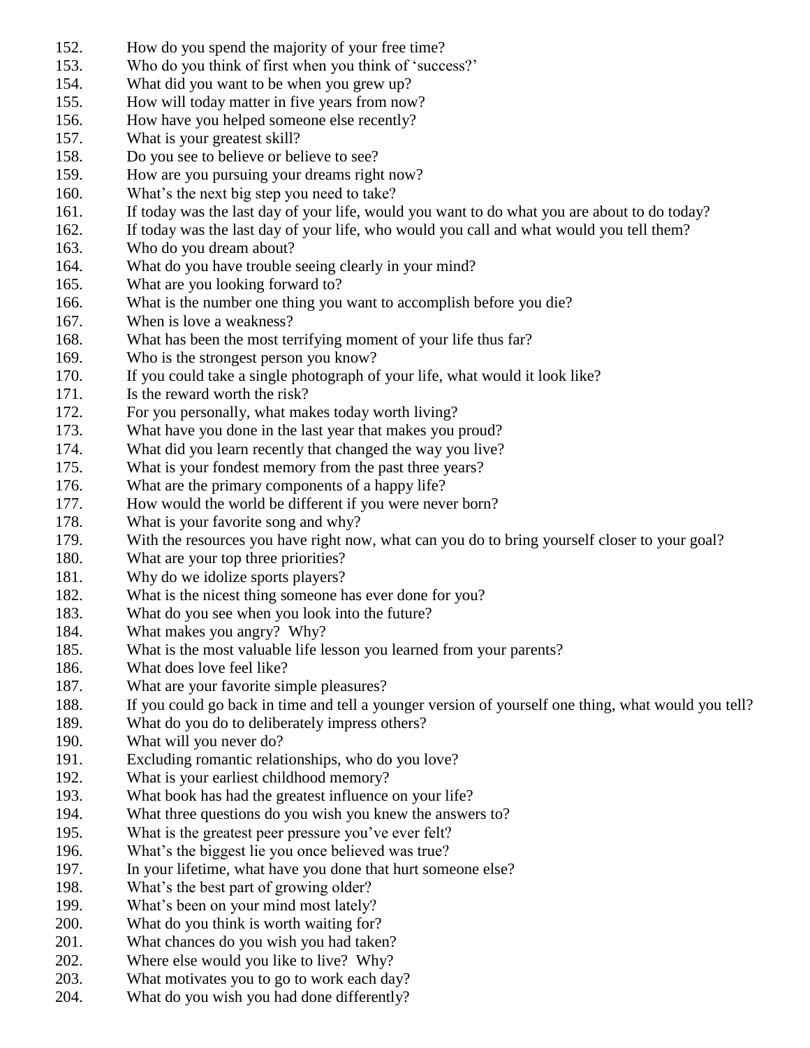152. How do you spend the majority of your free time?
153. Who do you think of first when you think of 'success?'
154. What did you want to be when you grew up?
155. How will today matter in five years from now?
156. How have you helped someone else recently?
157. What is your greatest skill?
158. Do you see to believe or believe to see?
159. How are you pursuing your dreams right now?
160. What's the next big step you need to take?
161. If today was the last day of your life, would you want to do what you are about to do today?
162. If today was the last day of your life, who would you call and what would you tell them?
163. Who do you dream about?
164. What do you have trouble seeing clearly in your mind?
165. What are you looking forward to?
166. What is the number one thing you want to accomplish before you die?
167. When is love a weakness?
168. What has been the most terrifying moment of your life thus far?
169. Who is the strongest person you know?
170. If you could take a single photograph of your life, what would it look like?
171. Is the reward worth the risk?
172. For you personally, what makes today worth living?
173. What have you done in the last year that makes you proud?
174. What did you learn recently that changed the way you live?
175. What is your fondest memory from the past three years?
176. What are the primary components of a happy life?
177. How would the world be different if you were never born?
178. What is your favorite song and why?
179. With the resources you have right now, what can you do to bring yourself closer to your goal?
180. What are your top three priorities?
181. Why do we idolize sports players?
182. What is the nicest thing someone has ever done for you?
183. What do you see when you look into the future?
184. What makes you angry? Why?
185. What is the most valuable life lesson you learned from your parents?
186. What does love feel like?
187. What are your favorite simple pleasures?
188. If you could go back in time and tell a younger version of yourself one thing, what would you tell?
189. What do you do to deliberately impress others?
190. What will you never do?
191. Excluding romantic relationships, who do you love?
192. What is your earliest childhood memory?
193. What book has had the greatest influence on your life?
194. What three questions do you wish you knew the answers to?
195. What is the greatest peer pressure you've ever felt?
196. What's the biggest lie you once believed was true?
197. In your lifetime, what have you done that hurt someone else?
198. What's the best part of growing older?
199. What's been on your mind most lately?
200. What do you think is worth waiting for?
201. What chances do you wish you had taken?
202. Where else would you like to live? Why?
203. What motivates you to go to work each day?
204. What do you wish you had done differently?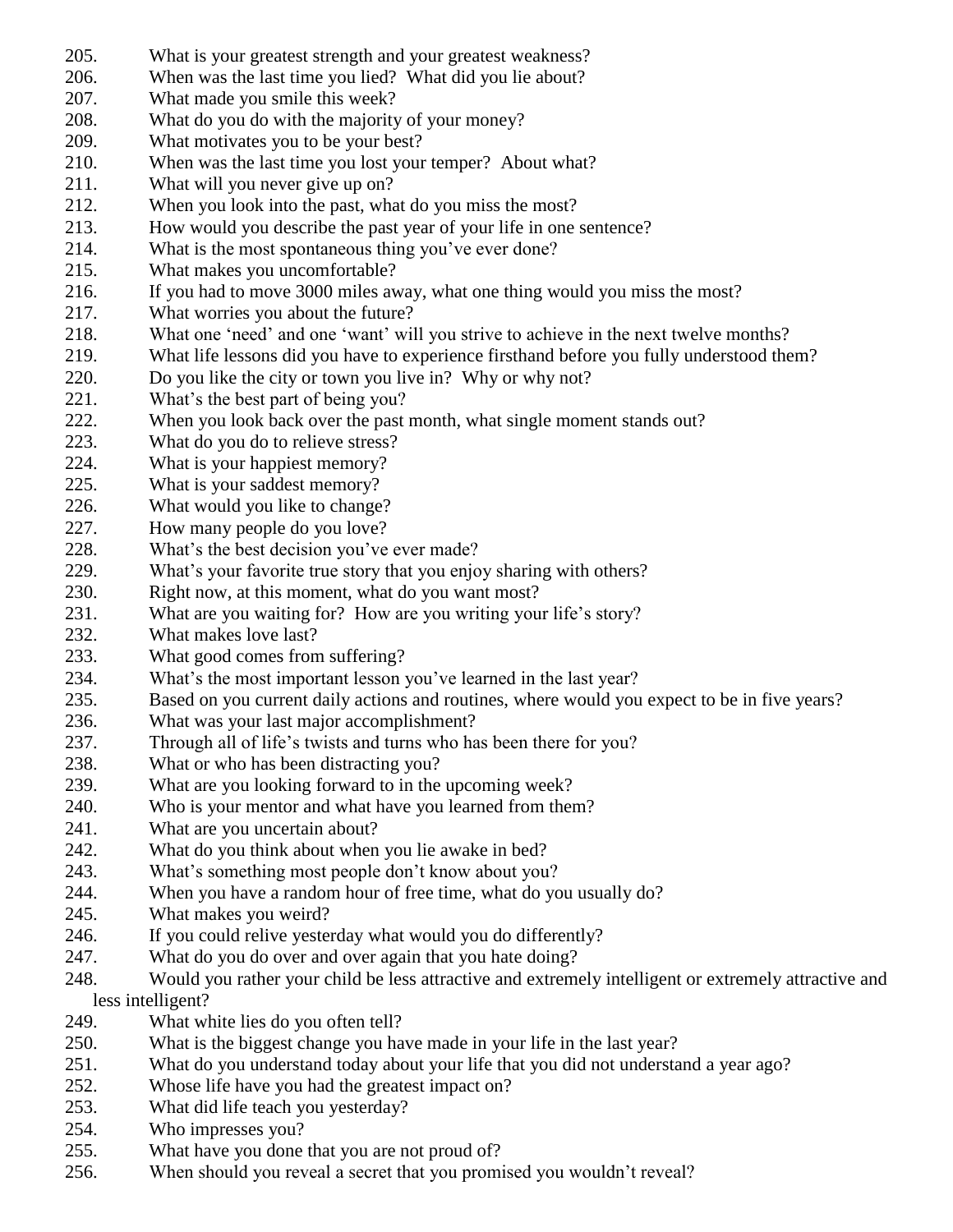205. What is your greatest strength and your greatest weakness?
206. When was the last time you lied? What did you lie about?
207. What made you smile this week?
208. What do you do with the majority of your money?
209. What motivates you to be your best?
210. When was the last time you lost your temper? About what?
211. What will you never give up on?
212. When you look into the past, what do you miss the most?
213. How would you describe the past year of your life in one sentence?
214. What is the most spontaneous thing you've ever done?
215. What makes you uncomfortable?
216. If you had to move 3000 miles away, what one thing would you miss the most?
217. What worries you about the future?
218. What one 'need' and one 'want' will you strive to achieve in the next twelve months?
219. What life lessons did you have to experience firsthand before you fully understood them?
220. Do you like the city or town you live in? Why or why not?
221. What's the best part of being you?
222. When you look back over the past month, what single moment stands out?
223. What do you do to relieve stress?
224. What is your happiest memory?
225. What is your saddest memory?
226. What would you like to change?
227. How many people do you love?
228. What's the best decision you've ever made?
229. What's your favorite true story that you enjoy sharing with others?
230. Right now, at this moment, what do you want most?
231. What are you waiting for? How are you writing your life's story?
232. What makes love last?
233. What good comes from suffering?
234. What's the most important lesson you've learned in the last year?
235. Based on you current daily actions and routines, where would you expect to be in five years?
236. What was your last major accomplishment?
237. Through all of life's twists and turns who has been there for you?
238. What or who has been distracting you?
239. What are you looking forward to in the upcoming week?
240. Who is your mentor and what have you learned from them?
241. What are you uncertain about?
242. What do you think about when you lie awake in bed?
243. What's something most people don't know about you?
244. When you have a random hour of free time, what do you usually do?
245. What makes you weird?
246. If you could relive yesterday what would you do differently?
247. What do you do over and over again that you hate doing?
248. Would you rather your child be less attractive and extremely intelligent or extremely attractive and less intelligent?
249. What white lies do you often tell?
250. What is the biggest change you have made in your life in the last year?
251. What do you understand today about your life that you did not understand a year ago?
252. Whose life have you had the greatest impact on?
253. What did life teach you yesterday?
254. Who impresses you?
255. What have you done that you are not proud of?
256. When should you reveal a secret that you promised you wouldn't reveal?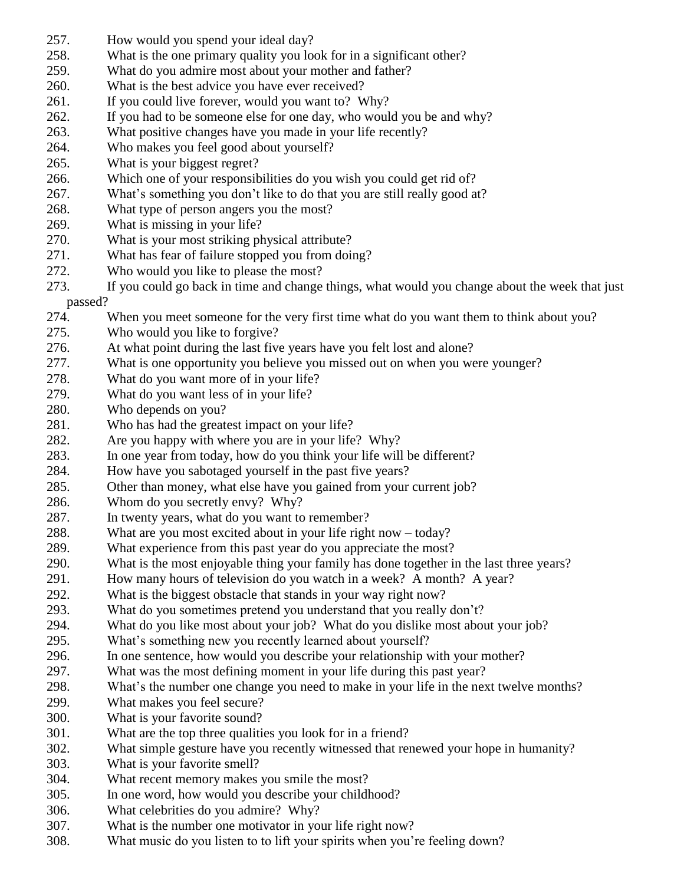257. How would you spend your ideal day?
258. What is the one primary quality you look for in a significant other?
259. What do you admire most about your mother and father?
260. What is the best advice you have ever received?
261. If you could live forever, would you want to? Why?
262. If you had to be someone else for one day, who would you be and why?
263. What positive changes have you made in your life recently?
264. Who makes you feel good about yourself?
265. What is your biggest regret?
266. Which one of your responsibilities do you wish you could get rid of?
267. What's something you don't like to do that you are still really good at?
268. What type of person angers you the most?
269. What is missing in your life?
270. What is your most striking physical attribute?
271. What has fear of failure stopped you from doing?
272. Who would you like to please the most?
273. If you could go back in time and change things, what would you change about the week that just passed?
274. When you meet someone for the very first time what do you want them to think about you?
275. Who would you like to forgive?
276. At what point during the last five years have you felt lost and alone?
277. What is one opportunity you believe you missed out on when you were younger?
278. What do you want more of in your life?
279. What do you want less of in your life?
280. Who depends on you?
281. Who has had the greatest impact on your life?
282. Are you happy with where you are in your life? Why?
283. In one year from today, how do you think your life will be different?
284. How have you sabotaged yourself in the past five years?
285. Other than money, what else have you gained from your current job?
286. Whom do you secretly envy? Why?
287. In twenty years, what do you want to remember?
288. What are you most excited about in your life right now – today?
289. What experience from this past year do you appreciate the most?
290. What is the most enjoyable thing your family has done together in the last three years?
291. How many hours of television do you watch in a week? A month? A year?
292. What is the biggest obstacle that stands in your way right now?
293. What do you sometimes pretend you understand that you really don't?
294. What do you like most about your job? What do you dislike most about your job?
295. What's something new you recently learned about yourself?
296. In one sentence, how would you describe your relationship with your mother?
297. What was the most defining moment in your life during this past year?
298. What's the number one change you need to make in your life in the next twelve months?
299. What makes you feel secure?
300. What is your favorite sound?
301. What are the top three qualities you look for in a friend?
302. What simple gesture have you recently witnessed that renewed your hope in humanity?
303. What is your favorite smell?
304. What recent memory makes you smile the most?
305. In one word, how would you describe your childhood?
306. What celebrities do you admire? Why?
307. What is the number one motivator in your life right now?
308. What music do you listen to to lift your spirits when you're feeling down?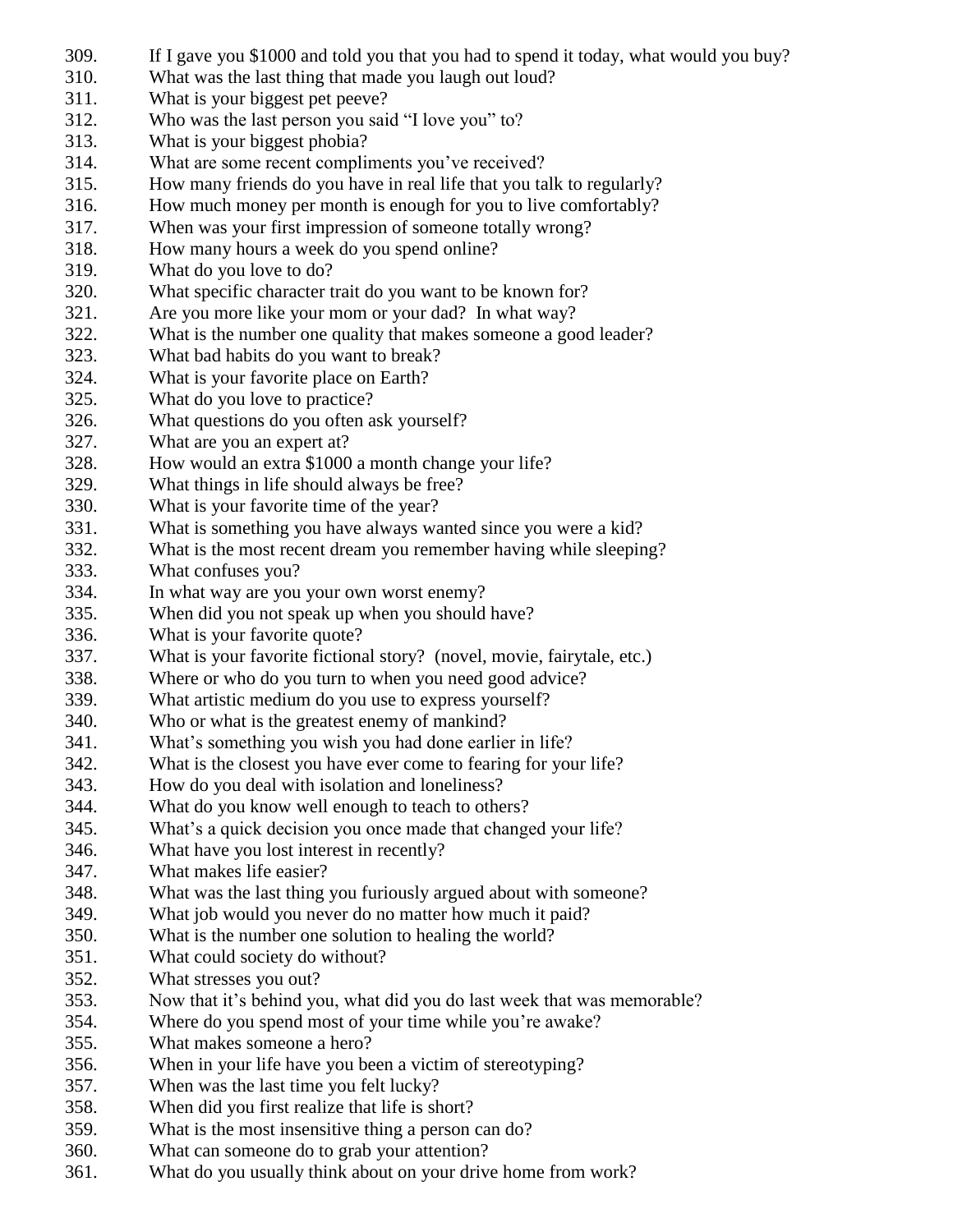309. If I gave you $1000 and told you that you had to spend it today, what would you buy?
310. What was the last thing that made you laugh out loud?
311. What is your biggest pet peeve?
312. Who was the last person you said “I love you” to?
313. What is your biggest phobia?
314. What are some recent compliments you’ve received?
315. How many friends do you have in real life that you talk to regularly?
316. How much money per month is enough for you to live comfortably?
317. When was your first impression of someone totally wrong?
318. How many hours a week do you spend online?
319. What do you love to do?
320. What specific character trait do you want to be known for?
321. Are you more like your mom or your dad? In what way?
322. What is the number one quality that makes someone a good leader?
323. What bad habits do you want to break?
324. What is your favorite place on Earth?
325. What do you love to practice?
326. What questions do you often ask yourself?
327. What are you an expert at?
328. How would an extra $1000 a month change your life?
329. What things in life should always be free?
330. What is your favorite time of the year?
331. What is something you have always wanted since you were a kid?
332. What is the most recent dream you remember having while sleeping?
333. What confuses you?
334. In what way are you your own worst enemy?
335. When did you not speak up when you should have?
336. What is your favorite quote?
337. What is your favorite fictional story? (novel, movie, fairytale, etc.)
338. Where or who do you turn to when you need good advice?
339. What artistic medium do you use to express yourself?
340. Who or what is the greatest enemy of mankind?
341. What’s something you wish you had done earlier in life?
342. What is the closest you have ever come to fearing for your life?
343. How do you deal with isolation and loneliness?
344. What do you know well enough to teach to others?
345. What’s a quick decision you once made that changed your life?
346. What have you lost interest in recently?
347. What makes life easier?
348. What was the last thing you furiously argued about with someone?
349. What job would you never do no matter how much it paid?
350. What is the number one solution to healing the world?
351. What could society do without?
352. What stresses you out?
353. Now that it’s behind you, what did you do last week that was memorable?
354. Where do you spend most of your time while you’re awake?
355. What makes someone a hero?
356. When in your life have you been a victim of stereotyping?
357. When was the last time you felt lucky?
358. When did you first realize that life is short?
359. What is the most insensitive thing a person can do?
360. What can someone do to grab your attention?
361. What do you usually think about on your drive home from work?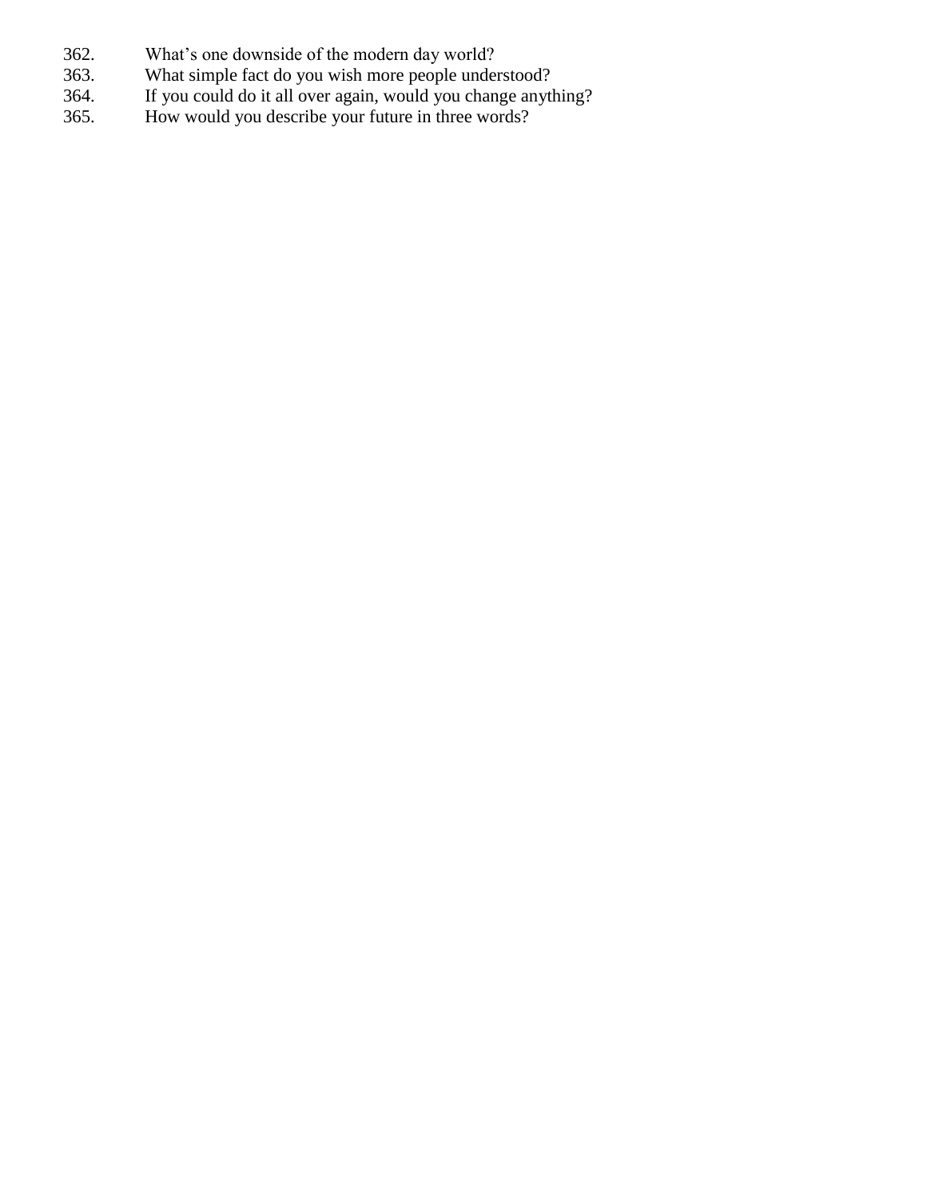362. What’s one downside of the modern day world?
363. What simple fact do you wish more people understood?
364. If you could do it all over again, would you change anything?
365. How would you describe your future in three words?